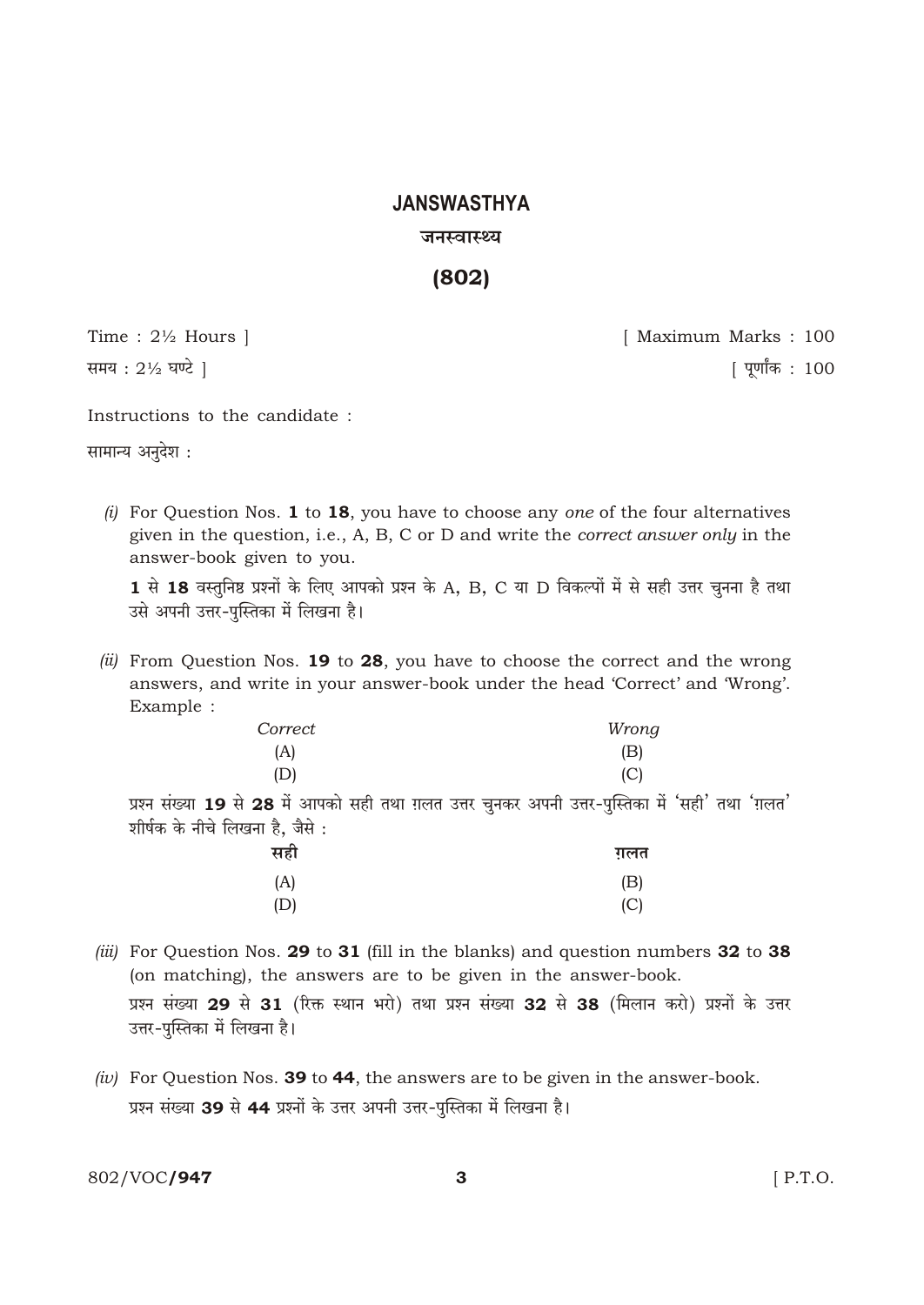# JANSWASTHYA

## जनस्वास्थ्य

## (802)

Time : 2½ Hours ] [ Maximum Marks : 100

समय : 2½ घण्टे ] [ पूर्णांक : 100

Instructions to the candidate :

सामान्य अनुदेश :

*(i)* For Question Nos. **1** to **18**, you have to choose any *one* of the four alternatives given in the question, i.e., A, B, C or D and write the *correct answer only* in the answer-book given to you.

**1** से **18** वस्तुनिष्ठ प्रश्नों के लिए आपको प्रश्न के A, B, C या D विकल्पों में से सही उत्तर चुनना है तथा उसे अपनी उत्तर-पुस्तिका में लिखना है।

*(ii)* From Question Nos. **19** to **28**, you have to choose the correct and the wrong answers, and write in your answer-book under the head 'Correct' and 'Wrong'. Example :

| *Correct* | *Wrong* |
|---|---|
| (A) | (B) |
| (D) | (C) |

प्रश्न संख्या **19** से **28** में आपको सही तथा ग़लत उत्तर चुनकर अपनी उत्तर-पुस्तिका में 'सही' तथा 'ग़लत' शीर्षक के नीचे लिखना है, जैसे :

| सही | ग़लत |
|---|---|
| (A) | (B) |
| (D) | (C) |

*(iii)* For Question Nos. **29** to **31** (fill in the blanks) and question numbers **32** to **38** (on matching), the answers are to be given in the answer-book.

प्रश्न संख्या **29** से **31** (रिक्त स्थान भरो) तथा प्रश्न संख्या **32** से **38** (मिलान करो) प्रश्नों के उत्तर उत्तर-पुस्तिका में लिखना है।

*(iv)* For Question Nos. **39** to **44**, the answers are to be given in the answer-book.

प्रश्न संख्या **39** से **44** प्रश्नों के उत्तर अपनी उत्तर-पुस्तिका में लिखना है।

802/VOC/**947** [ P.T.O.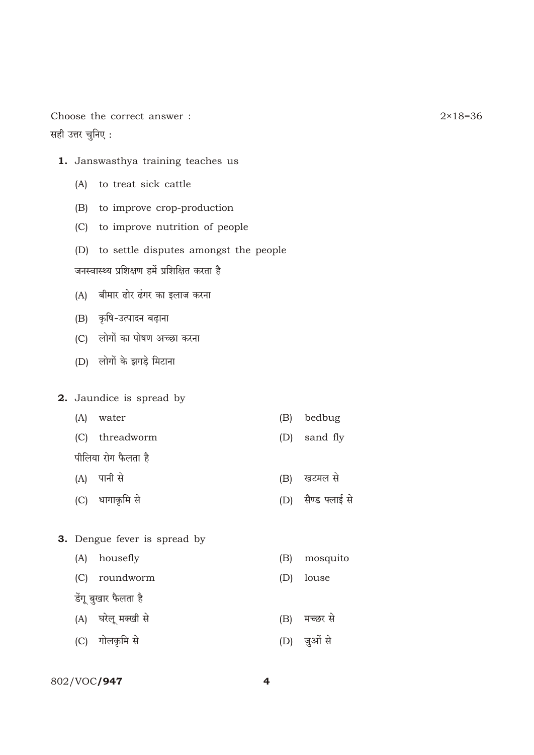Choose the correct answer : 2×18=36

सही उत्तर चुनिए :

**1.** Janswasthya training teaches us

(A) to treat sick cattle

(B) to improve crop-production

(C) to improve nutrition of people

(D) to settle disputes amongst the people

जनस्वास्थ्य प्रशिक्षण हमें प्रशिक्षित करता है

(A) बीमार ढोर ढंगर का इलाज करना

(B) कृषि-उत्पादन बढ़ाना

(C) लोगों का पोषण अच्छा करना

(D) लोगों के झगड़े मिटाना

**2.** Jaundice is spread by

(A) water (B) bedbug

(C) threadworm (D) sand fly

पीलिया रोग फैलता है

(A) पानी से (B) खटमल से

(C) धागाकृमि से (D) सैण्ड फ्लाई से

**3.** Dengue fever is spread by

(A) housefly (B) mosquito

(C) roundworm (D) louse

डेंगू बुखार फैलता है

(A) घरेलू मक्खी से (B) मच्छर से

(C) गोलकृमि से (D) जुओं से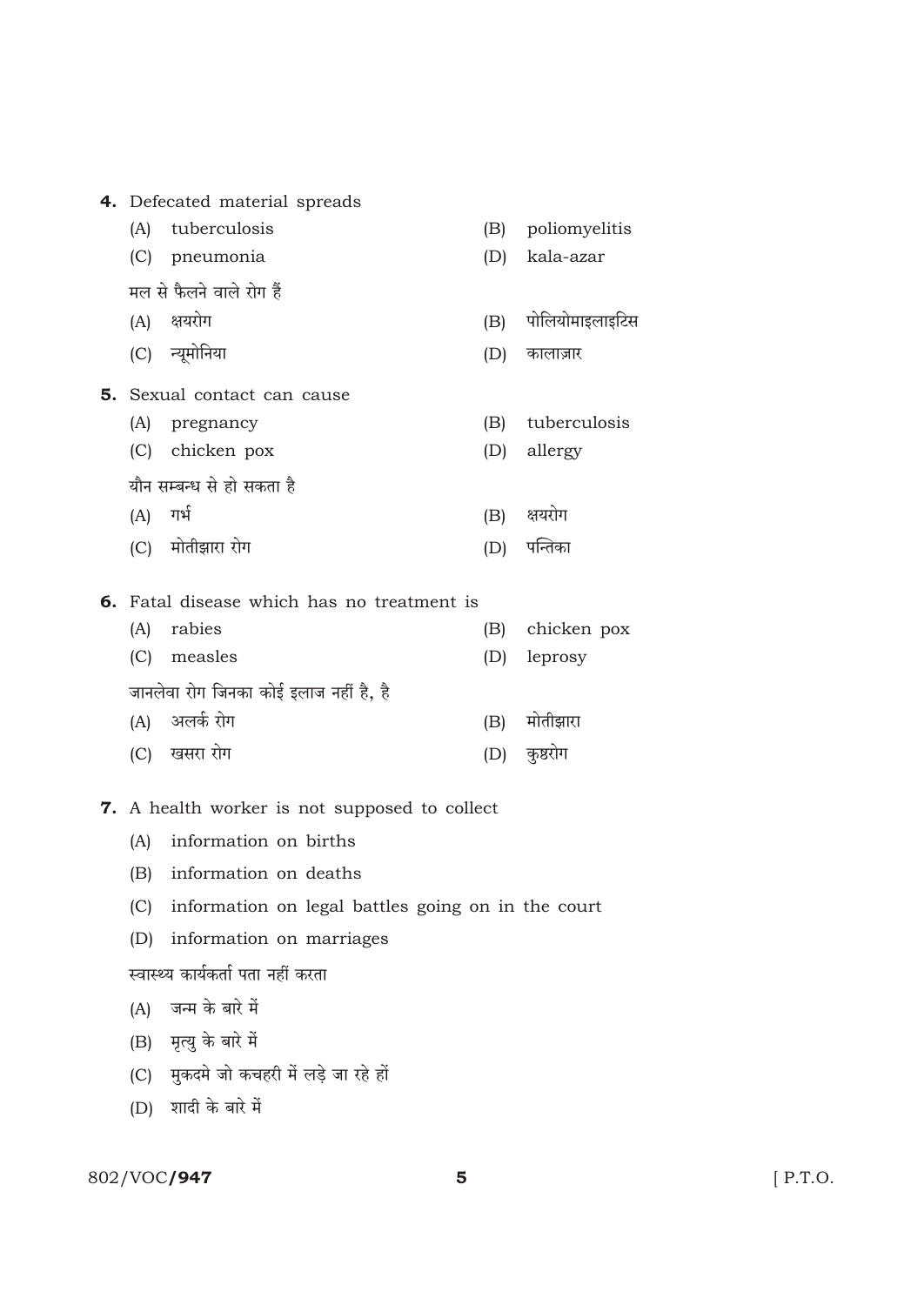**4.** Defecated material spreads

(A) tuberculosis (B) poliomyelitis

(C) pneumonia (D) kala-azar

मल से फैलने वाले रोग हैं

(A) क्षयरोग (B) पोलियोमाइलाइटिस

(C) न्यूमोनिया (D) कालाज़ार

**5.** Sexual contact can cause

(A) pregnancy (B) tuberculosis

(C) chicken pox (D) allergy

यौन सम्बन्ध से हो सकता है

(A) गर्भ (B) क्षयरोग

(C) मोतीझारा रोग (D) पन्तिका

**6.** Fatal disease which has no treatment is

(A) rabies (B) chicken pox

(C) measles (D) leprosy

जानलेवा रोग जिनका कोई इलाज नहीं है, है

(A) अलर्क रोग (B) मोतीझारा

(C) खसरा रोग (D) कुष्ठरोग

**7.** A health worker is not supposed to collect

(A) information on births

(B) information on deaths

(C) information on legal battles going on in the court

(D) information on marriages

स्वास्थ्य कार्यकर्ता पता नहीं करता

(A) जन्म के बारे में

(B) मृत्यु के बारे में

(C) मुकदमे जो कचहरी में लड़े जा रहे हों

(D) शादी के बारे में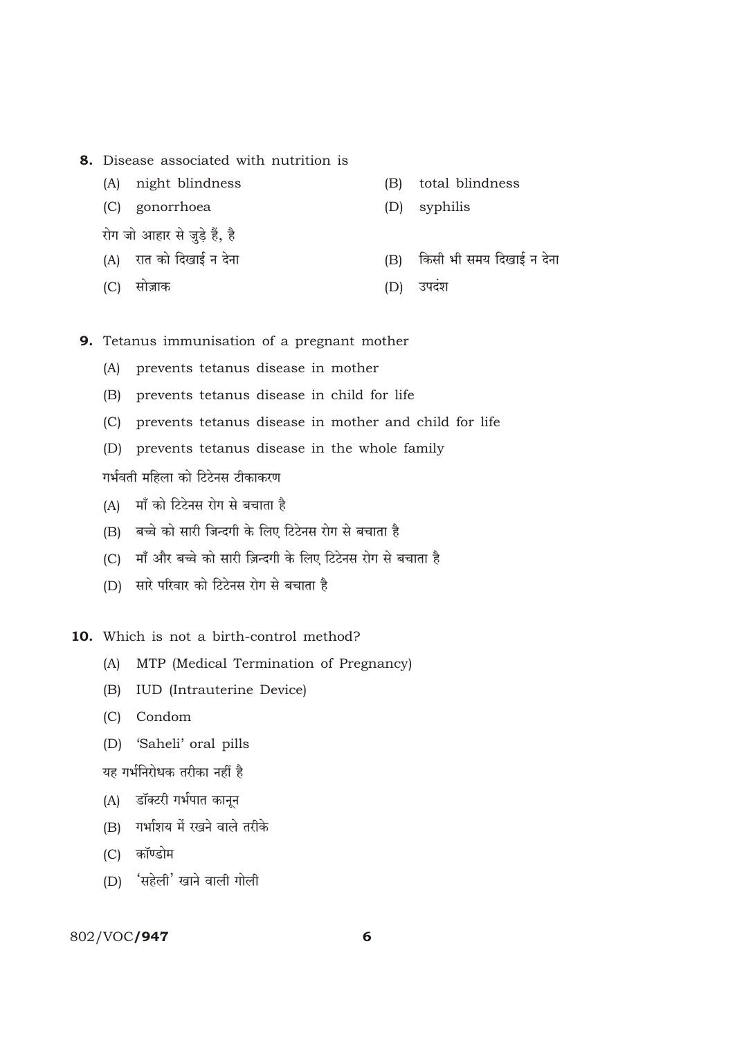**8.** Disease associated with nutrition is

(A) night blindness

(B) total blindness

(C) gonorrhoea

(D) syphilis

रोग जो आहार से जुड़े हैं, है

(A) रात को दिखाई न देना

(B) किसी भी समय दिखाई न देना

(C) सोज़ाक

(D) उपदंश

**9.** Tetanus immunisation of a pregnant mother

(A) prevents tetanus disease in mother

(B) prevents tetanus disease in child for life

(C) prevents tetanus disease in mother and child for life

(D) prevents tetanus disease in the whole family

गर्भवती महिला को टिटेनस टीकाकरण

(A) माँ को टिटेनस रोग से बचाता है

(B) बच्चे को सारी जिन्दगी के लिए टिटेनस रोग से बचाता है

(C) माँ और बच्चे को सारी ज़िन्दगी के लिए टिटेनस रोग से बचाता है

(D) सारे परिवार को टिटेनस रोग से बचाता है

**10.** Which is not a birth-control method?

(A) MTP (Medical Termination of Pregnancy)

(B) IUD (Intrauterine Device)

(C) Condom

(D) 'Saheli' oral pills

यह गर्भनिरोधक तरीका नहीं है

(A) डॉक्टरी गर्भपात कानून

(B) गर्भाशय में रखने वाले तरीके

(C) कॉण्डोम

(D) 'सहेली' खाने वाली गोली

802/VOC/**947**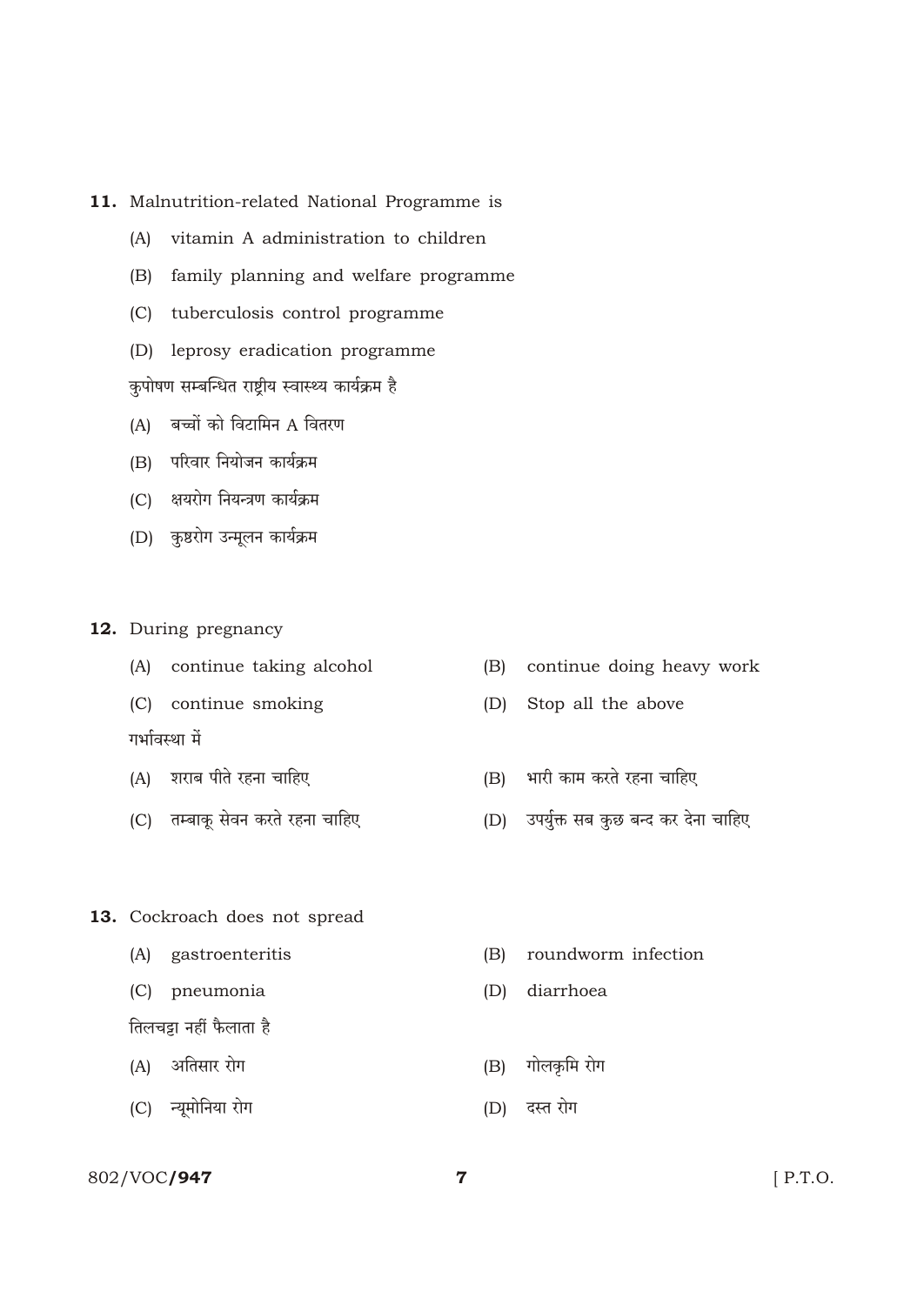**11.** Malnutrition-related National Programme is

(A) vitamin A administration to children

(B) family planning and welfare programme

(C) tuberculosis control programme

(D) leprosy eradication programme

कुपोषण सम्बन्धित राष्ट्रीय स्वास्थ्य कार्यक्रम है

(A) बच्चों को विटामिन A वितरण

(B) परिवार नियोजन कार्यक्रम

(C) क्षयरोग नियन्त्रण कार्यक्रम

(D) कुष्ठरोग उन्मूलन कार्यक्रम

**12.** During pregnancy

(A) continue taking alcohol

(B) continue doing heavy work

(C) continue smoking

(D) Stop all the above

गर्भावस्था में

(A) शराब पीते रहना चाहिए

(B) भारी काम करते रहना चाहिए

(C) तम्बाकू सेवन करते रहना चाहिए

(D) उपर्युक्त सब कुछ बन्द कर देना चाहिए

**13.** Cockroach does not spread

(A) gastroenteritis

(B) roundworm infection

(C) pneumonia

(D) diarrhoea

तिलचट्टा नहीं फैलाता है

(A) अतिसार रोग

(B) गोलकृमि रोग

(C) न्यूमोनिया रोग

(D) दस्त रोग

802/VOC/**947**

[ P.T.O.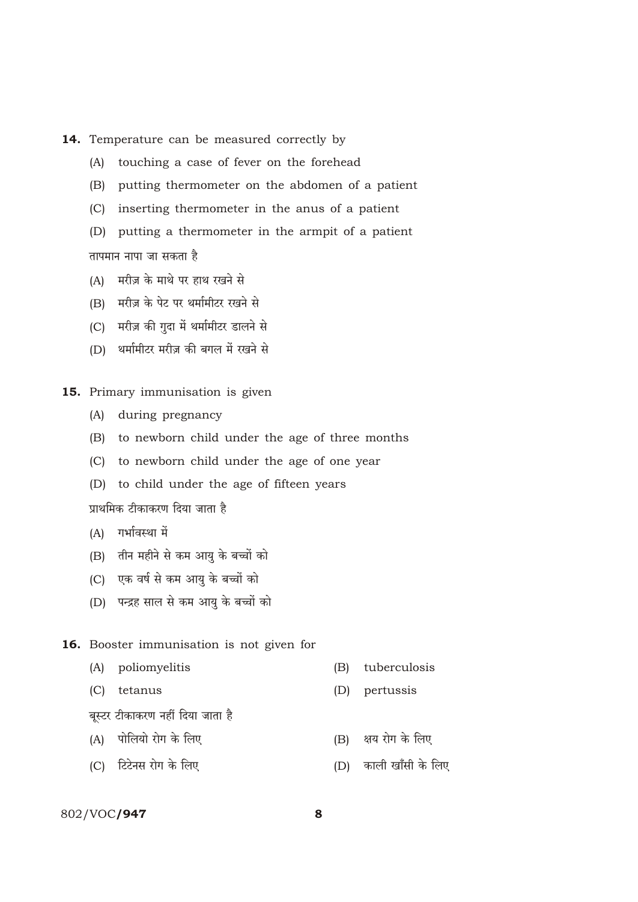**14.** Temperature can be measured correctly by

(A) touching a case of fever on the forehead

(B) putting thermometer on the abdomen of a patient

(C) inserting thermometer in the anus of a patient

(D) putting a thermometer in the armpit of a patient

तापमान नापा जा सकता है

(A) मरीज़ के माथे पर हाथ रखने से

(B) मरीज़ के पेट पर थर्मामीटर रखने से

(C) मरीज़ की गुदा में थर्मामीटर डालने से

(D) थर्मामीटर मरीज़ की बगल में रखने से

**15.** Primary immunisation is given

(A) during pregnancy

(B) to newborn child under the age of three months

(C) to newborn child under the age of one year

(D) to child under the age of fifteen years

प्राथमिक टीकाकरण दिया जाता है

(A) गर्भावस्था में

(B) तीन महीने से कम आयु के बच्चों को

(C) एक वर्ष से कम आयु के बच्चों को

(D) पन्द्रह साल से कम आयु के बच्चों को

**16.** Booster immunisation is not given for

(A) poliomyelitis

(B) tuberculosis

(C) tetanus

(D) pertussis

बूस्टर टीकाकरण नहीं दिया जाता है

(A) पोलियो रोग के लिए

(B) क्षय रोग के लिए

(C) टिटेनस रोग के लिए

(D) काली खाँसी के लिए

802/VOC/**947**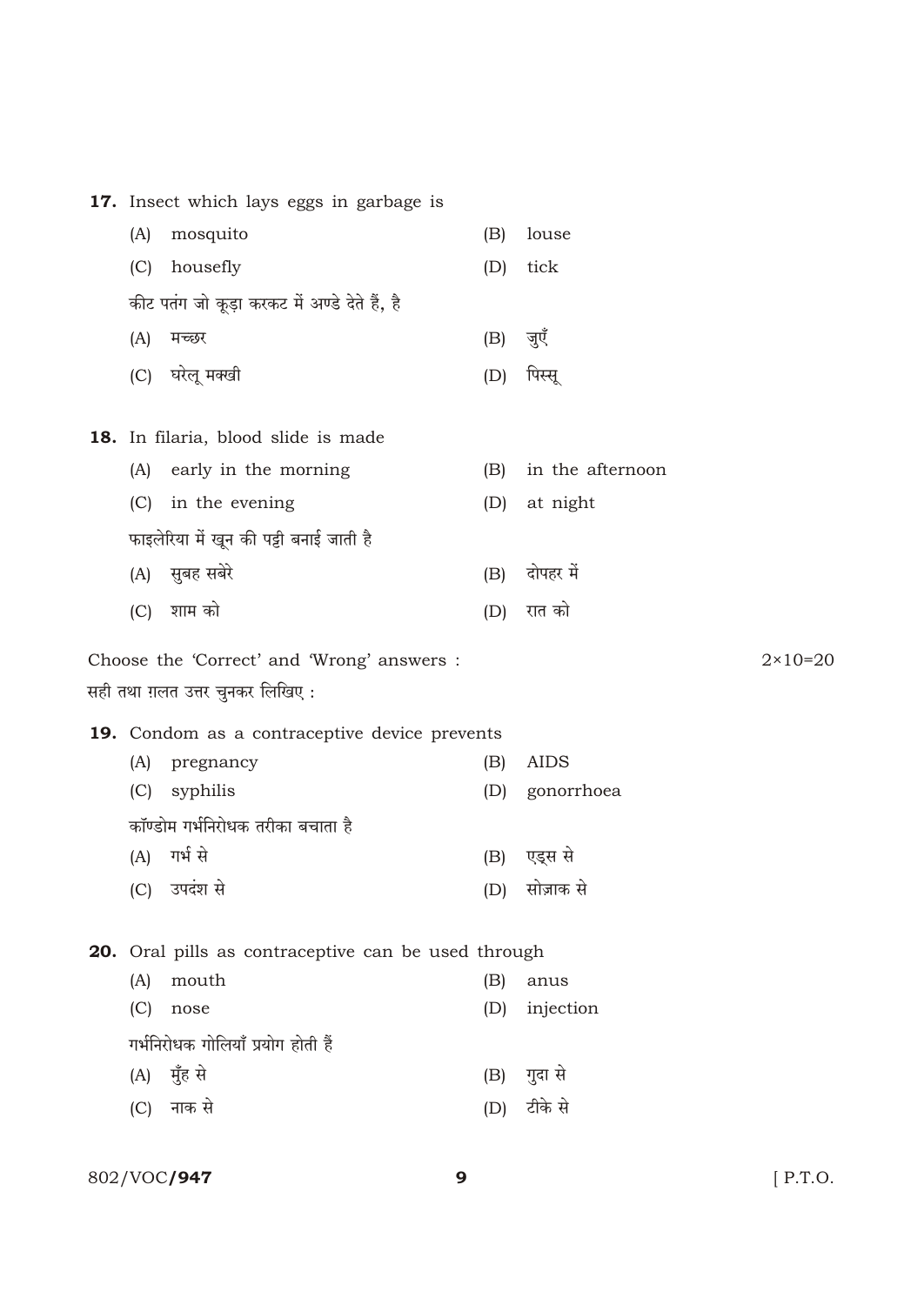**17.** Insect which lays eggs in garbage is

(A) mosquito (B) louse

(C) housefly (D) tick

कीट पतंग जो कूड़ा करकट में अण्डे देते हैं, है

(A) मच्छर (B) जुएँ

(C) घरेलू मक्खी (D) पिस्सू

**18.** In filaria, blood slide is made

(A) early in the morning (B) in the afternoon

(C) in the evening (D) at night

फाइलेरिया में खून की पट्टी बनाई जाती है

(A) सुबह सबेरे (B) दोपहर में

(C) शाम को (D) रात को

Choose the 'Correct' and 'Wrong' answers : 2×10=20

सही तथा ग़लत उत्तर चुनकर लिखिए :

**19.** Condom as a contraceptive device prevents

(A) pregnancy (B) AIDS

(C) syphilis (D) gonorrhoea

कॉण्डोम गर्भनिरोधक तरीका बचाता है

(A) गर्भ से (B) एड्स से

(C) उपदंश से (D) सोज़ाक से

**20.** Oral pills as contraceptive can be used through

(A) mouth (B) anus

(C) nose (D) injection

गर्भनिरोधक गोलियाँ प्रयोग होती हैं

(A) मुँह से (B) गुदा से

(C) नाक से (D) टीके से

802/VOC/**947** [ P.T.O.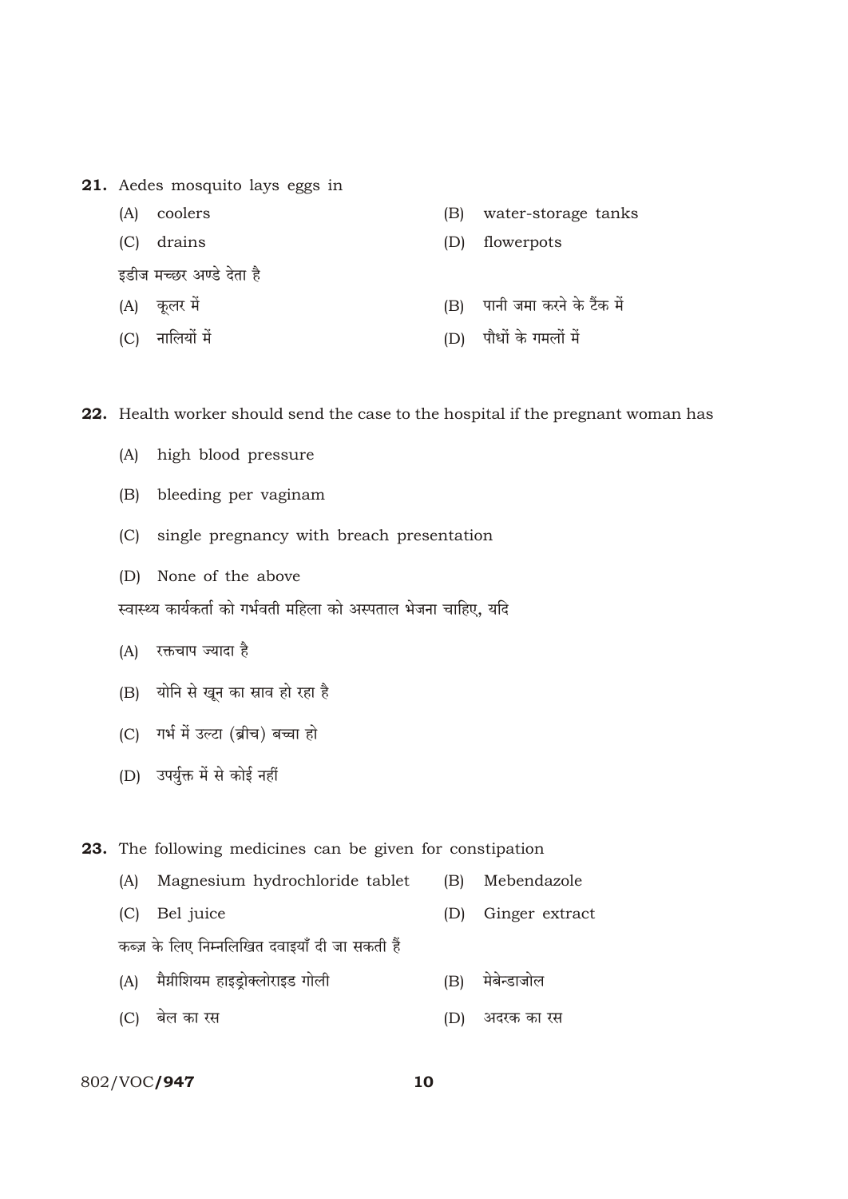**21.** Aedes mosquito lays eggs in

(A) coolers (B) water-storage tanks

(C) drains (D) flowerpots

इडीज मच्छर अण्डे देता है

(A) कूलर में (B) पानी जमा करने के टैंक में

(C) नालियों में (D) पौधों के गमलों में

**22.** Health worker should send the case to the hospital if the pregnant woman has

(A) high blood pressure

(B) bleeding per vaginam

(C) single pregnancy with breach presentation

(D) None of the above

स्वास्थ्य कार्यकर्ता को गर्भवती महिला को अस्पताल भेजना चाहिए, यदि

(A) रक्तचाप ज्यादा है

(B) योनि से खून का स्राव हो रहा है

(C) गर्भ में उल्टा (ब्रीच) बच्चा हो

(D) उपर्युक्त में से कोई नहीं

**23.** The following medicines can be given for constipation

(A) Magnesium hydrochloride tablet (B) Mebendazole

(C) Bel juice (D) Ginger extract

कब्ज़ के लिए निम्नलिखित दवाइयाँ दी जा सकती हैं

(A) मैग्नीशियम हाइड्रोक्लोराइड गोली (B) मेबेन्डाजोल

(C) बेल का रस (D) अदरक का रस

802/VOC/**947**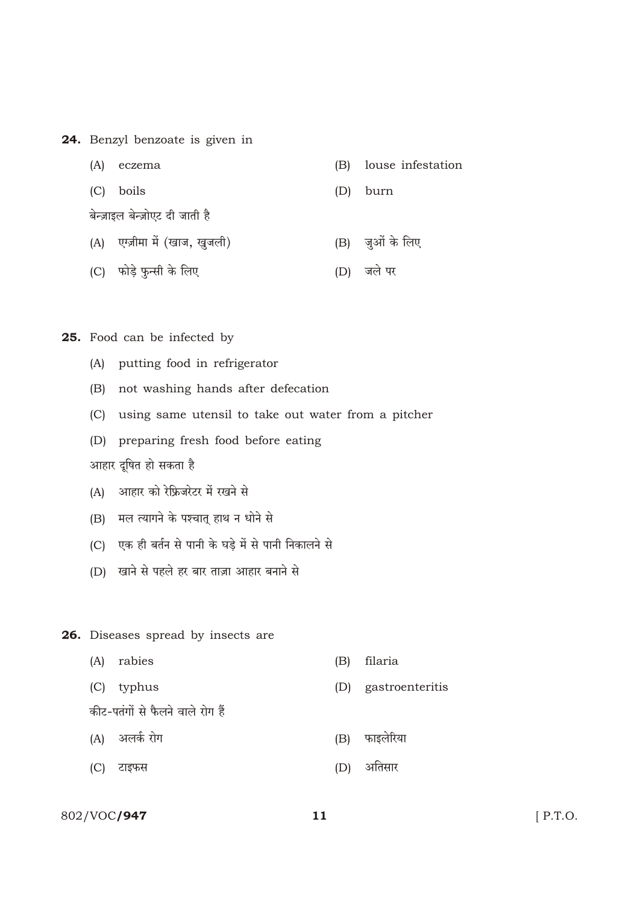**24.** Benzyl benzoate is given in

(A) eczema
(B) louse infestation
(C) boils
(D) burn

बेन्ज़ाइल बेन्ज़ोएट दी जाती है

(A) एग्ज़ीमा में (खाज, खुजली)
(B) जुओं के लिए
(C) फोड़े फुन्सी के लिए
(D) जले पर

**25.** Food can be infected by

(A) putting food in refrigerator
(B) not washing hands after defecation
(C) using same utensil to take out water from a pitcher
(D) preparing fresh food before eating

आहार दूषित हो सकता है

(A) आहार को रेफ्रिजरेटर में रखने से
(B) मल त्यागने के पश्चात् हाथ न धोने से
(C) एक ही बर्तन से पानी के घड़े में से पानी निकालने से
(D) खाने से पहले हर बार ताज़ा आहार बनाने से

**26.** Diseases spread by insects are

(A) rabies
(B) filaria
(C) typhus
(D) gastroenteritis

कीट-पतंगों से फैलने वाले रोग हैं

(A) अलर्क रोग
(B) फाइलेरिया
(C) टाइफस
(D) अतिसार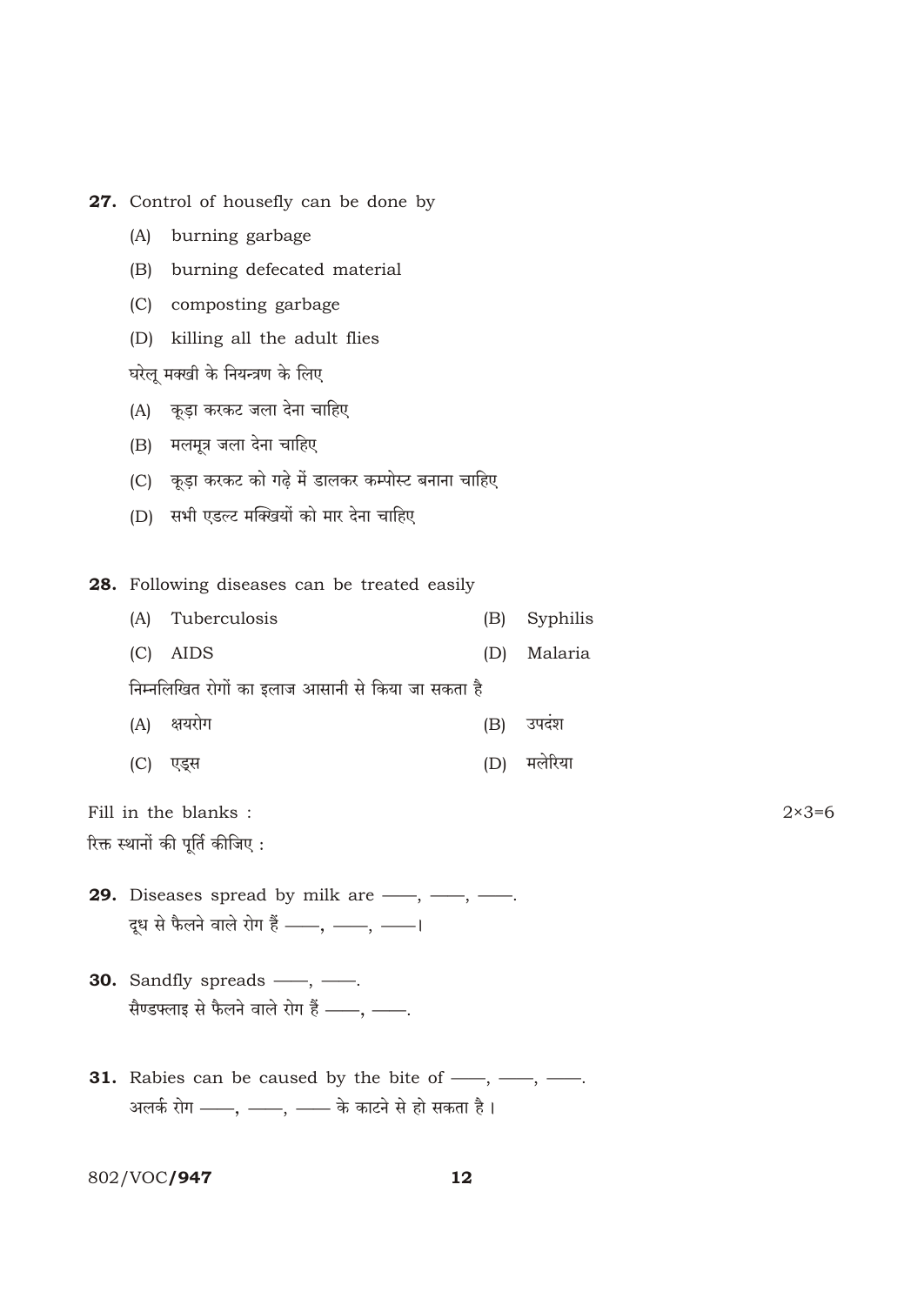**27.** Control of housefly can be done by

(A) burning garbage

(B) burning defecated material

(C) composting garbage

(D) killing all the adult flies

घरेलू मक्खी के नियन्त्रण के लिए

(A) कूड़ा करकट जला देना चाहिए

(B) मलमूत्र जला देना चाहिए

(C) कूड़ा करकट को गढ़े में डालकर कम्पोस्ट बनाना चाहिए

(D) सभी एडल्ट मक्खियों को मार देना चाहिए

**28.** Following diseases can be treated easily

(A) Tuberculosis  (B) Syphilis

(C) AIDS  (D) Malaria

निम्नलिखित रोगों का इलाज आसानी से किया जा सकता है

(A) क्षयरोग  (B) उपदंश

(C) एड्स  (D) मलेरिया

Fill in the blanks : $2 \times 3 = 6$

रिक्त स्थानों की पूर्ति कीजिए :

**29.** Diseases spread by milk are ——, ——, ——.

दूध से फैलने वाले रोग हैं ——, ——, ——।

**30.** Sandfly spreads ——, ——.

सैण्डफ्लाइ से फैलने वाले रोग हैं ——, ——.

**31.** Rabies can be caused by the bite of ——, ——, ——.

अलर्क रोग ——, ——, —— के काटने से हो सकता है।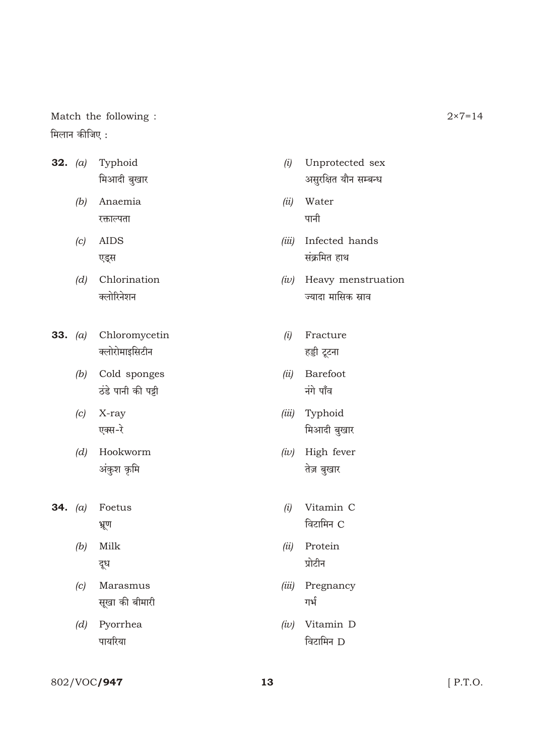Match the following :

मिलान कीजिए :

2×7=14

**32.** *(a)* Typhoid
मिआदी बुखार

*(i)* Unprotected sex
असुरक्षित यौन सम्बन्ध

*(b)* Anaemia
रक्ताल्पता

*(ii)* Water
पानी

*(c)* AIDS
एड्स

*(iii)* Infected hands
संक्रमित हाथ

*(d)* Chlorination
क्लोरिनेशन

*(iv)* Heavy menstruation
ज्यादा मासिक स्राव

**33.** *(a)* Chloromycetin
क्लोरोमाइसिटीन

*(i)* Fracture
हड्डी टूटना

*(b)* Cold sponges
ठंडे पानी की पट्टी

*(ii)* Barefoot
नंगे पाँव

*(c)* X-ray
एक्स-रे

*(iii)* Typhoid
मिआदी बुखार

*(d)* Hookworm
अंकुश कृमि

*(iv)* High fever
तेज़ बुखार

**34.** *(a)* Foetus
भ्रूण

*(i)* Vitamin C
विटामिन C

*(b)* Milk
दूध

*(ii)* Protein
प्रोटीन

*(c)* Marasmus
सूखा की बीमारी

*(iii)* Pregnancy
गर्भ

*(d)* Pyorrhea
पायरिया

*(iv)* Vitamin D
विटामिन D

802/VOC/**947**

[ P.T.O.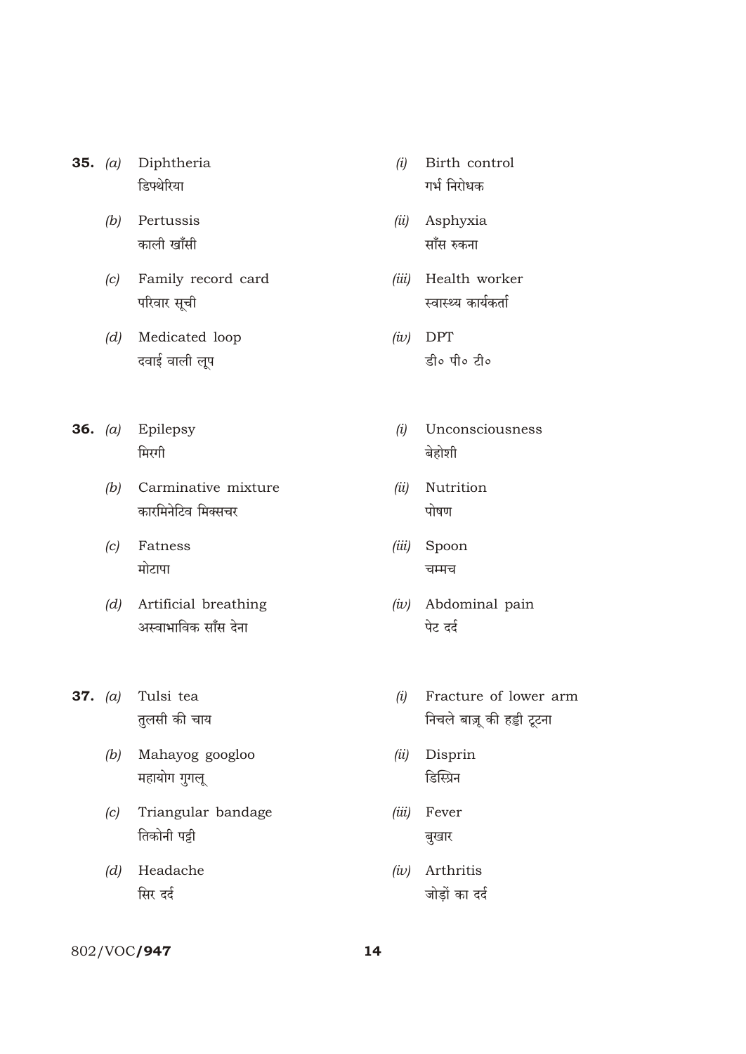**35.** *(a)* Diphtheria
डिफ्थेरिया

*(b)* Pertussis
काली खाँसी

*(c)* Family record card
परिवार सूची

*(d)* Medicated loop
दवाई वाली लूप

*(i)* Birth control
गर्भ निरोधक

*(ii)* Asphyxia
साँस रुकना

*(iii)* Health worker
स्वास्थ्य कार्यकर्ता

*(iv)* DPT
डी० पी० टी०

**36.** *(a)* Epilepsy
मिरगी

*(b)* Carminative mixture
कारमिनेटिव मिक्सचर

*(c)* Fatness
मोटापा

*(d)* Artificial breathing
अस्वाभाविक साँस देना

*(i)* Unconsciousness
बेहोशी

*(ii)* Nutrition
पोषण

*(iii)* Spoon
चम्मच

*(iv)* Abdominal pain
पेट दर्द

**37.** *(a)* Tulsi tea
तुलसी की चाय

*(b)* Mahayog googloo
महायोग गुगलू

*(c)* Triangular bandage
तिकोनी पट्टी

*(d)* Headache
सिर दर्द

*(i)* Fracture of lower arm
निचले बाज़ू की हड्डी टूटना

*(ii)* Disprin
डिस्प्रिन

*(iii)* Fever
बुखार

*(iv)* Arthritis
जोड़ों का दर्द

802/VOC/**947**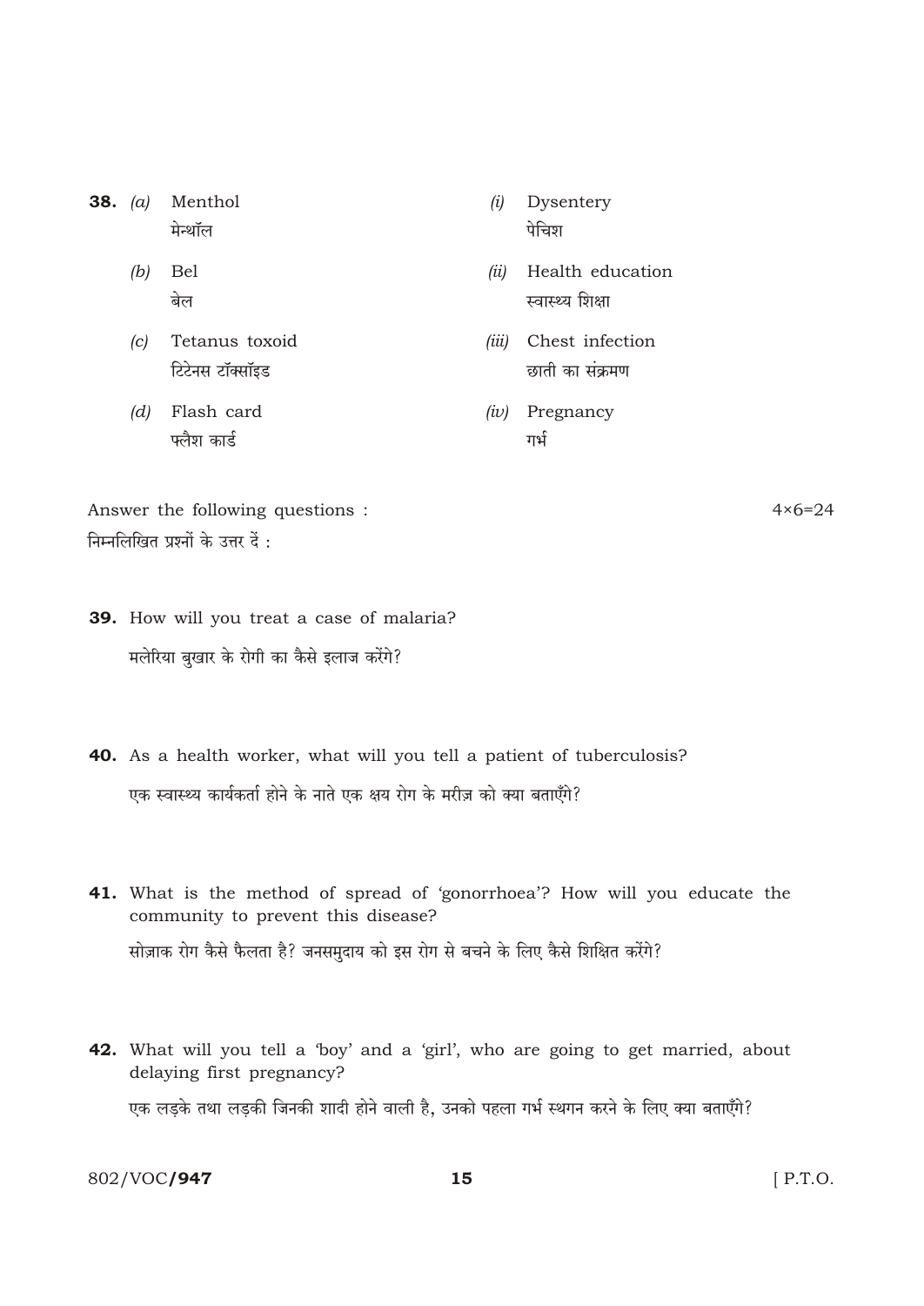38. 

| | | | |
|---|---|---|---|
| *(a)* | Menthol<br>मेन्थॉल | *(i)* | Dysentery<br>पेचिश |
| *(b)* | Bel<br>बेल | *(ii)* | Health education<br>स्वास्थ्य शिक्षा |
| *(c)* | Tetanus toxoid<br>टिटेनस टॉक्सॉइड | *(iii)* | Chest infection<br>छाती का संक्रमण |
| *(d)* | Flash card<br>फ्लैश कार्ड | *(iv)* | Pregnancy<br>गर्भ |

Answer the following questions : $4 \times 6 = 24$

निम्नलिखित प्रश्नों के उत्तर दें :

**39.** How will you treat a case of malaria?

मलेरिया बुखार के रोगी का कैसे इलाज करेंगे?

**40.** As a health worker, what will you tell a patient of tuberculosis?

एक स्वास्थ्य कार्यकर्ता होने के नाते एक क्षय रोग के मरीज़ को क्या बताएँगे?

**41.** What is the method of spread of 'gonorrhoea'? How will you educate the community to prevent this disease?

सोज़ाक रोग कैसे फैलता है? जनसमुदाय को इस रोग से बचने के लिए कैसे शिक्षित करेंगे?

**42.** What will you tell a 'boy' and a 'girl', who are going to get married, about delaying first pregnancy?

एक लड़के तथा लड़की जिनकी शादी होने वाली है, उनको पहला गर्भ स्थगन करने के लिए क्या बताएँगे?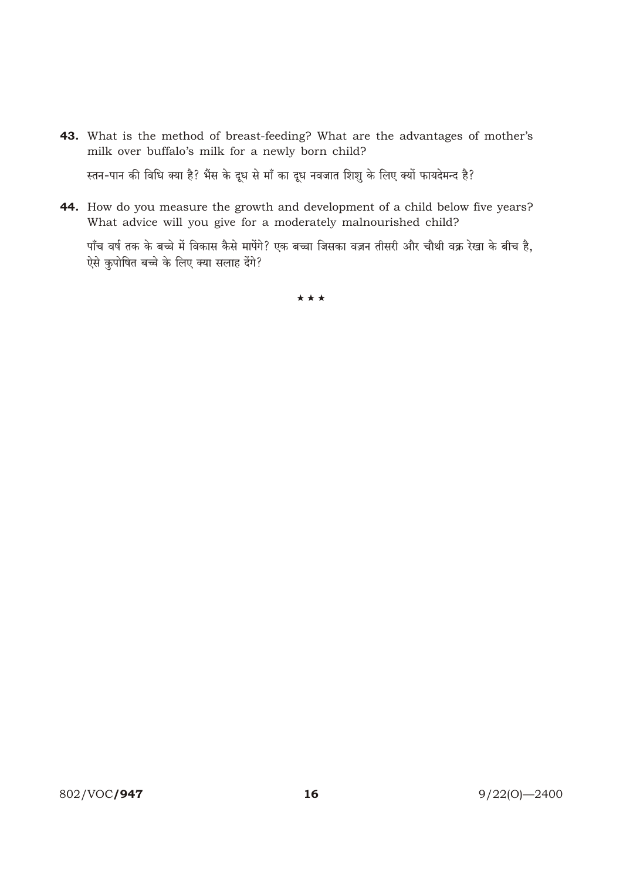**43.** What is the method of breast-feeding? What are the advantages of mother's milk over buffalo's milk for a newly born child?

स्तन-पान की विधि क्या है? भैंस के दूध से माँ का दूध नवजात शिशु के लिए क्यों फायदेमन्द है?

**44.** How do you measure the growth and development of a child below five years? What advice will you give for a moderately malnourished child?

पाँच वर्ष तक के बच्चे में विकास कैसे मापेंगे? एक बच्चा जिसका वज़न तीसरी और चौथी वक्र रेखा के बीच है, ऐसे कुपोषित बच्चे के लिए क्या सलाह देंगे?

★ ★ ★

802/VOC/947 9/22(O)—2400